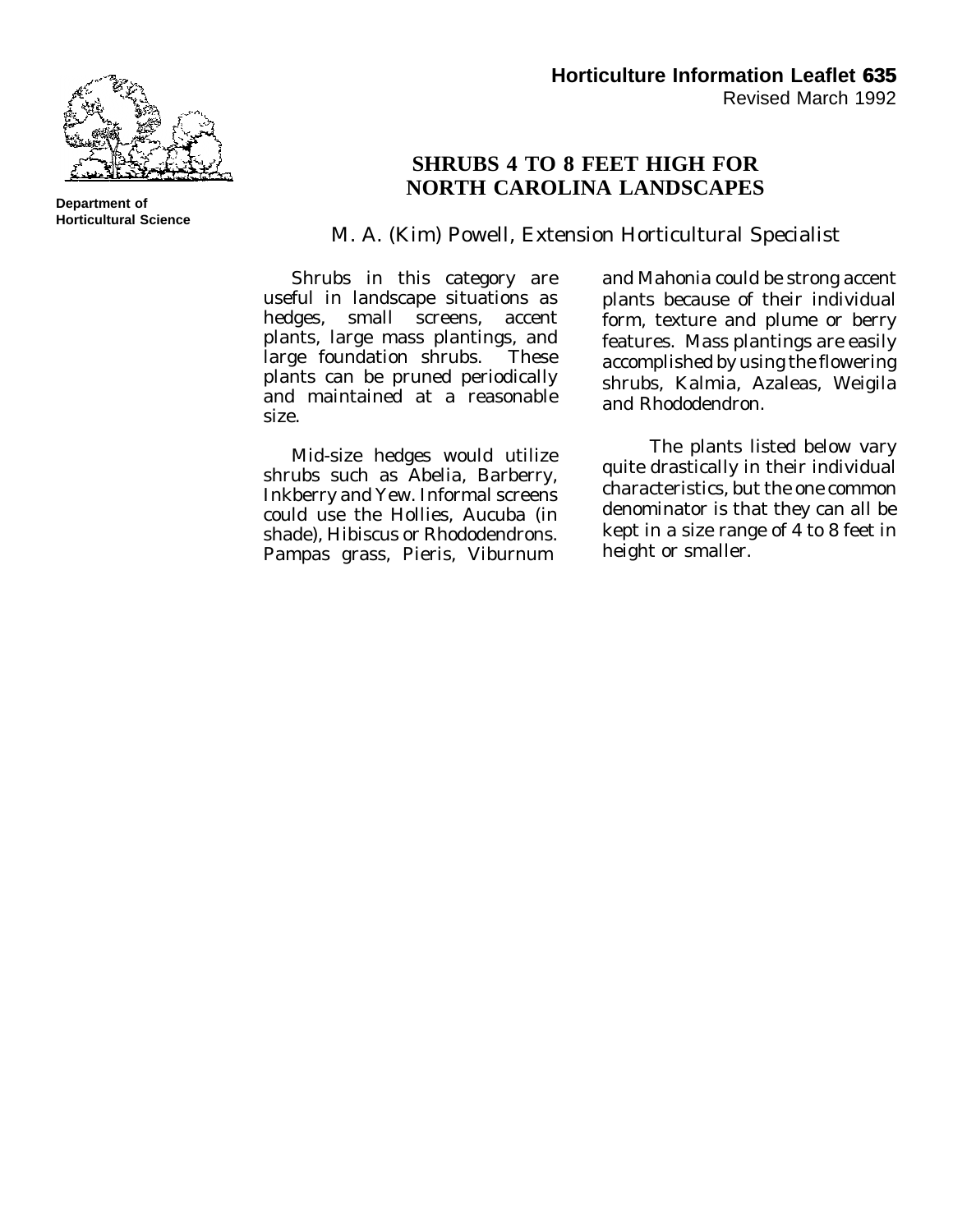Department of Horticultural Science

**Horticulture Information Leaflet 635**
Revised March 1992

# SHRUBS 4 TO 8 FEET HIGH FOR NORTH CAROLINA LANDSCAPES

M. A. (Kim) Powell, Extension Horticultural Specialist

Shrubs in this category are useful in landscape situations as hedges, small screens, accent plants, large mass plantings, and large foundation shrubs. These plants can be pruned periodically and maintained at a reasonable size.

Mid-size hedges would utilize shrubs such as Abelia, Barberry, Inkberry and Yew. Informal screens could use the Hollies, Aucuba (in shade), Hibiscus or Rhododendrons. Pampas grass, Pieris, Viburnum and Mahonia could be strong accent plants because of their individual form, texture and plume or berry features. Mass plantings are easily accomplished by using the flowering shrubs, Kalmia, Azaleas, Weigila and Rhododendron.

The plants listed below vary quite drastically in their individual characteristics, but the one common denominator is that they can all be kept in a size range of 4 to 8 feet in height or smaller.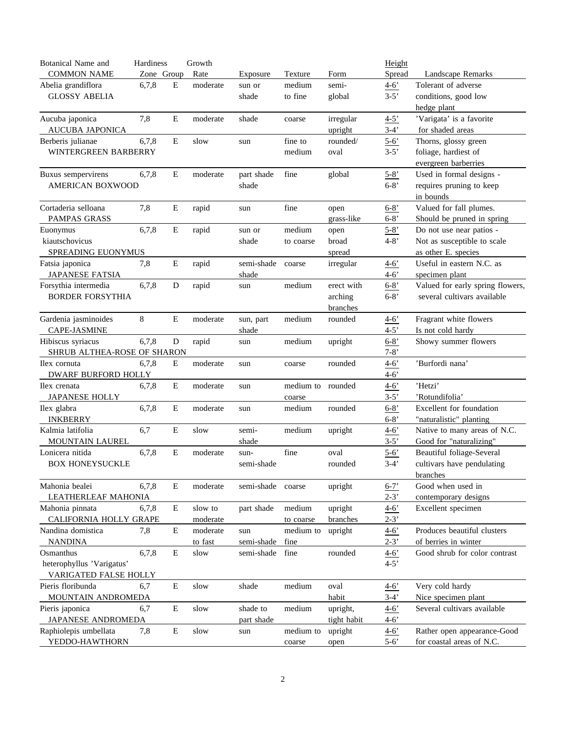| Botanical Name and COMMON NAME | Hardiness Zone | Group | Growth Rate | Exposure | Texture | Form | Height Spread | Landscape Remarks |
|---|---|---|---|---|---|---|---|---|
| Abelia grandiflora GLOSSY ABELIA | 6,7,8 | E | moderate | sun or shade | medium to fine | semi-global | 4-6' 3-5' | Tolerant of adverse conditions, good low hedge plant |
| Aucuba japonica AUCUBA JAPONICA | 7,8 | E | moderate | shade | coarse | irregular upright | 4-5' 3-4' | 'Varigata' is a favorite for shaded areas |
| Berberis julianae WINTERGREEN BARBERRY | 6,7,8 | E | slow | sun | fine to medium | rounded/ oval | 5-6' 3-5' | Thorns, glossy green foliage, hardiest of evergreen barberries |
| Buxus sempervirens AMERICAN BOXWOOD | 6,7,8 | E | moderate | part shade shade | fine | global | 5-8' 6-8' | Used in formal designs - requires pruning to keep in bounds |
| Cortaderia selloana PAMPAS GRASS | 7,8 | E | rapid | sun | fine | open grass-like | 6-8' 6-8' | Valued for fall plumes. Should be pruned in spring |
| Euonymus kiautschovicus SPREADING EUONYMUS | 6,7,8 | E | rapid | sun or shade | medium to coarse | open broad spread | 5-8' 4-8' | Do not use near patios - Not as susceptible to scale as other E. species |
| Fatsia japonica JAPANESE FATSIA | 7,8 | E | rapid | semi-shade shade | coarse | irregular | 4-6' 4-6' | Useful in eastern N.C. as specimen plant |
| Forsythia intermedia BORDER FORSYTHIA | 6,7,8 | D | rapid | sun | medium | erect with arching branches | 6-8' 6-8' | Valued for early spring flowers, several cultivars available |
| Gardenia jasminoides CAPE-JASMINE | 8 | E | moderate | sun, part shade | medium | rounded | 4-6' 4-5' | Fragrant white flowers Is not cold hardy |
| Hibiscus syriacus SHRUB ALTHEA-ROSE OF SHARON | 6,7,8 | D | rapid | sun | medium | upright | 6-8' 7-8' | Showy summer flowers |
| Ilex cornuta DWARF BURFORD HOLLY | 6,7,8 | E | moderate | sun | coarse | rounded | 4-6' 4-6' | 'Burfordi nana' |
| Ilex crenata JAPANESE HOLLY | 6,7,8 | E | moderate | sun | medium to coarse | rounded | 4-6' 3-5' | 'Hetzi' 'Rotundifolia' |
| Ilex glabra INKBERRY | 6,7,8 | E | moderate | sun | medium | rounded | 6-8' 6-8' | Excellent for foundation "naturalistic" planting |
| Kalmia latifolia MOUNTAIN LAUREL | 6,7 | E | slow | semi-shade | medium | upright | 4-6' 3-5' | Native to many areas of N.C. Good for "naturalizing" |
| Lonicera nitida BOX HONEYSUCKLE | 6,7,8 | E | moderate | sun-semi-shade | fine | oval rounded | 5-6' 3-4' | Beautiful foliage-Several cultivars have pendulating branches |
| Mahonia bealei LEATHERLEAF MAHONIA | 6,7,8 | E | moderate | semi-shade | coarse | upright | 6-7' 2-3' | Good when used in contemporary designs |
| Mahonia pinnata CALIFORNIA HOLLY GRAPE | 6,7,8 | E | slow to moderate | part shade | medium to coarse | upright branches | 4-6' 2-3' | Excellent specimen |
| Nandina domistica NANDINA | 7,8 | E | moderate to fast | sun semi-shade | medium to fine | upright | 4-6' 2-3' | Produces beautiful clusters of berries in winter |
| Osmanthus heterophyllus 'Varigatus' VARIGATED FALSE HOLLY | 6,7,8 | E | slow | semi-shade | fine | rounded | 4-6' 4-5' | Good shrub for color contrast |
| Pieris floribunda MOUNTAIN ANDROMEDA | 6,7 | E | slow | shade | medium | oval habit | 4-6' 3-4' | Very cold hardy Nice specimen plant |
| Pieris japonica JAPANESE ANDROMEDA | 6,7 | E | slow | shade to part shade | medium | upright, tight habit | 4-6' 4-6' | Several cultivars available |
| Raphiolepis umbellata YEDDO-HAWTHORN | 7,8 | E | slow | sun | medium to coarse | upright open | 4-6' 5-6' | Rather open appearance-Good for coastal areas of N.C. |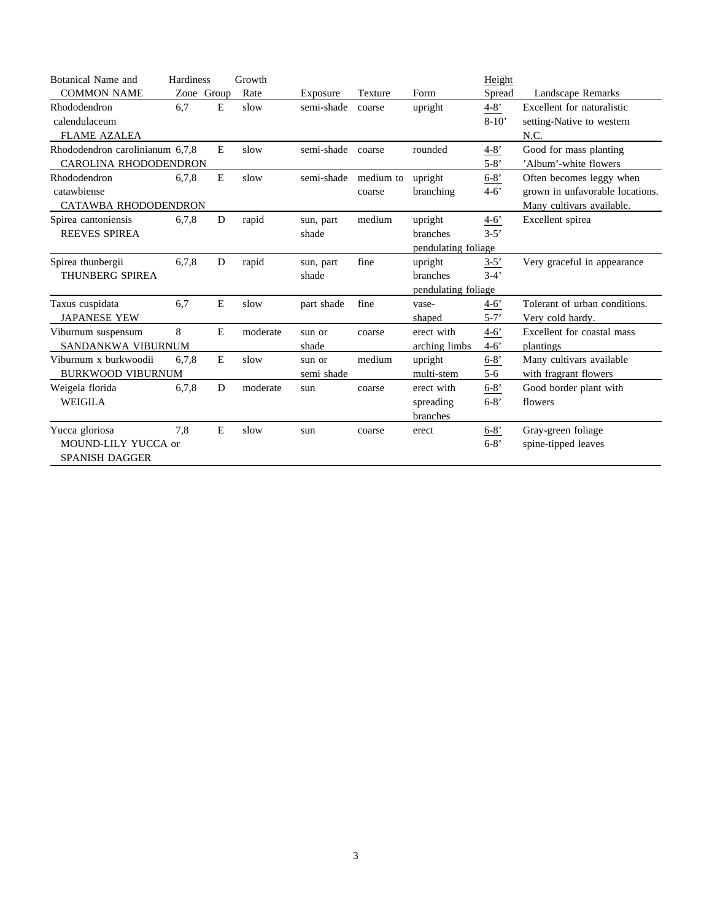| Botanical Name and COMMON NAME | Hardiness Zone | Group | Growth Rate | Exposure | Texture | Form | Height / Spread | Landscape Remarks |
|---|---|---|---|---|---|---|---|---|
| Rhododendron calendulaceum FLAME AZALEA | 6,7 | E | slow | semi-shade | coarse | upright | 4-8' / 8-10' | Excellent for naturalistic setting-Native to western N.C. |
| Rhododendron carolinianum CAROLINA RHODODENDRON | 6,7,8 | E | slow | semi-shade | coarse | rounded | 4-8' / 5-8' | Good for mass planting 'Album'-white flowers |
| Rhododendron catawbiense CATAWBA RHODODENDRON | 6,7,8 | E | slow | semi-shade | medium to coarse | upright branching | 6-8' / 4-6' | Often becomes leggy when grown in unfavorable locations. Many cultivars available. |
| Spirea cantoniensis REEVES SPIREA | 6,7,8 | D | rapid | sun, part shade | medium | upright branches pendulating foliage | 4-6' / 3-5' | Excellent spirea |
| Spirea thunbergii THUNBERG SPIREA | 6,7,8 | D | rapid | sun, part shade | fine | upright branches pendulating foliage | 3-5' / 3-4' | Very graceful in appearance |
| Taxus cuspidata JAPANESE YEW | 6,7 | E | slow | part shade | fine | vase-shaped | 4-6' / 5-7' | Tolerant of urban conditions. Very cold hardy. |
| Viburnum suspensum SANDANKWA VIBURNUM | 8 | E | moderate | sun or shade | coarse | erect with arching limbs | 4-6' / 4-6' | Excellent for coastal mass plantings |
| Viburnum x burkwoodii BURKWOOD VIBURNUM | 6,7,8 | E | slow | sun or semi shade | medium | upright multi-stem | 6-8' / 5-6 | Many cultivars available with fragrant flowers |
| Weigela florida WEIGILA | 6,7,8 | D | moderate | sun | coarse | erect with spreading branches | 6-8' / 6-8' | Good border plant with flowers |
| Yucca gloriosa MOUND-LILY YUCCA or SPANISH DAGGER | 7,8 | E | slow | sun | coarse | erect | 6-8' / 6-8' | Gray-green foliage spine-tipped leaves |